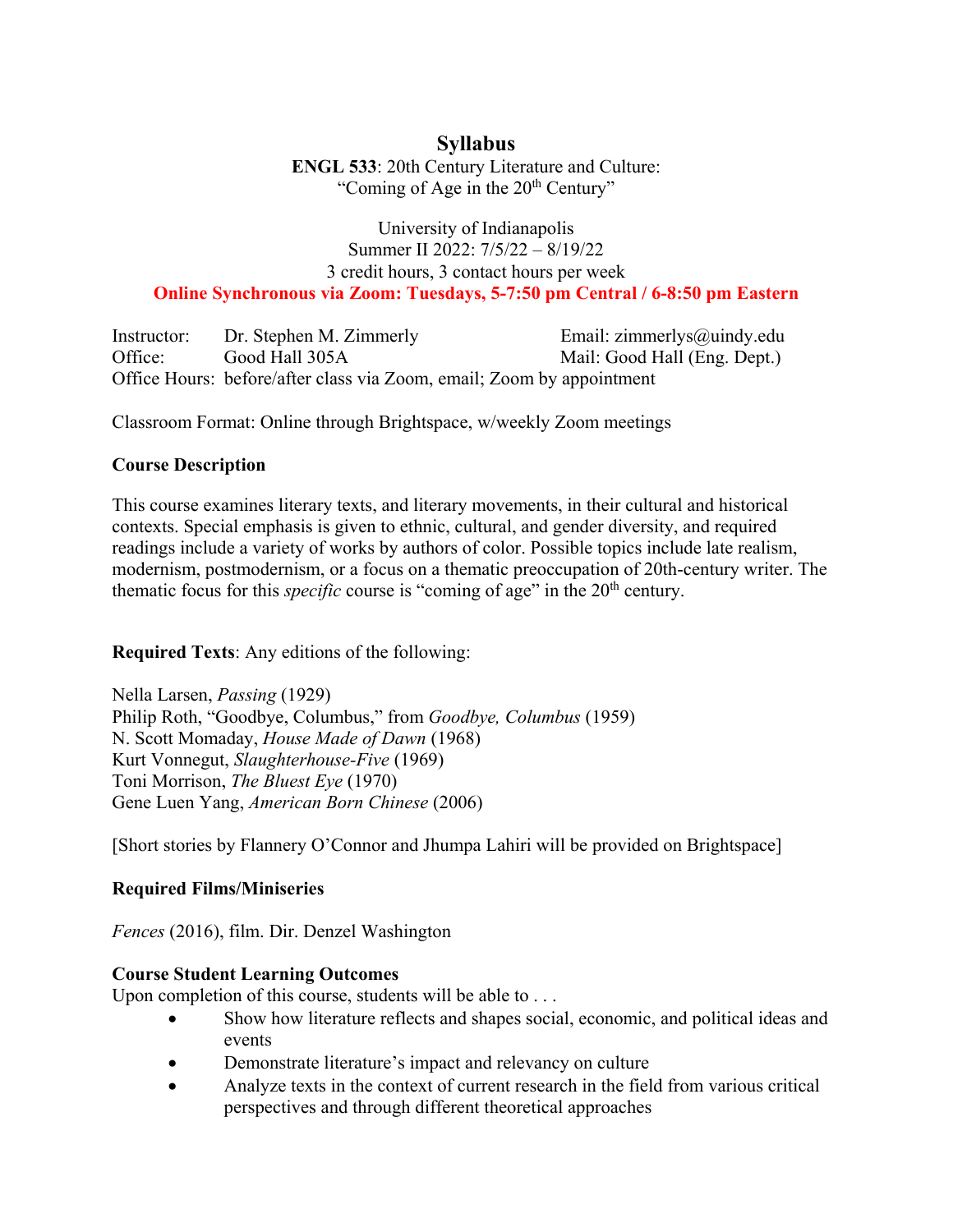# Syllabus

**ENGL 533**: 20th Century Literature and Culture:
"Coming of Age in the 20th Century"

University of Indianapolis
Summer II 2022: 7/5/22 – 8/19/22
3 credit hours, 3 contact hours per week
**Online Synchronous via Zoom: Tuesdays, 5-7:50 pm Central / 6-8:50 pm Eastern**

| | | |
|---|---|---|
| Instructor: | Dr. Stephen M. Zimmerly | Email: zimmerlys@uindy.edu |
| Office: | Good Hall 305A | Mail: Good Hall (Eng. Dept.) |
| Office Hours: | before/after class via Zoom, email; Zoom by appointment | |

Classroom Format: Online through Brightspace, w/weekly Zoom meetings

## Course Description

This course examines literary texts, and literary movements, in their cultural and historical contexts. Special emphasis is given to ethnic, cultural, and gender diversity, and required readings include a variety of works by authors of color. Possible topics include late realism, modernism, postmodernism, or a focus on a thematic preoccupation of 20th-century writer. The thematic focus for this *specific* course is "coming of age" in the 20th century.

**Required Texts**: Any editions of the following:

Nella Larsen, *Passing* (1929)
Philip Roth, "Goodbye, Columbus," from *Goodbye, Columbus* (1959)
N. Scott Momaday, *House Made of Dawn* (1968)
Kurt Vonnegut, *Slaughterhouse-Five* (1969)
Toni Morrison, *The Bluest Eye* (1970)
Gene Luen Yang, *American Born Chinese* (2006)

[Short stories by Flannery O'Connor and Jhumpa Lahiri will be provided on Brightspace]

## Required Films/Miniseries

*Fences* (2016), film. Dir. Denzel Washington

## Course Student Learning Outcomes

Upon completion of this course, students will be able to . . .

- Show how literature reflects and shapes social, economic, and political ideas and events
- Demonstrate literature's impact and relevancy on culture
- Analyze texts in the context of current research in the field from various critical perspectives and through different theoretical approaches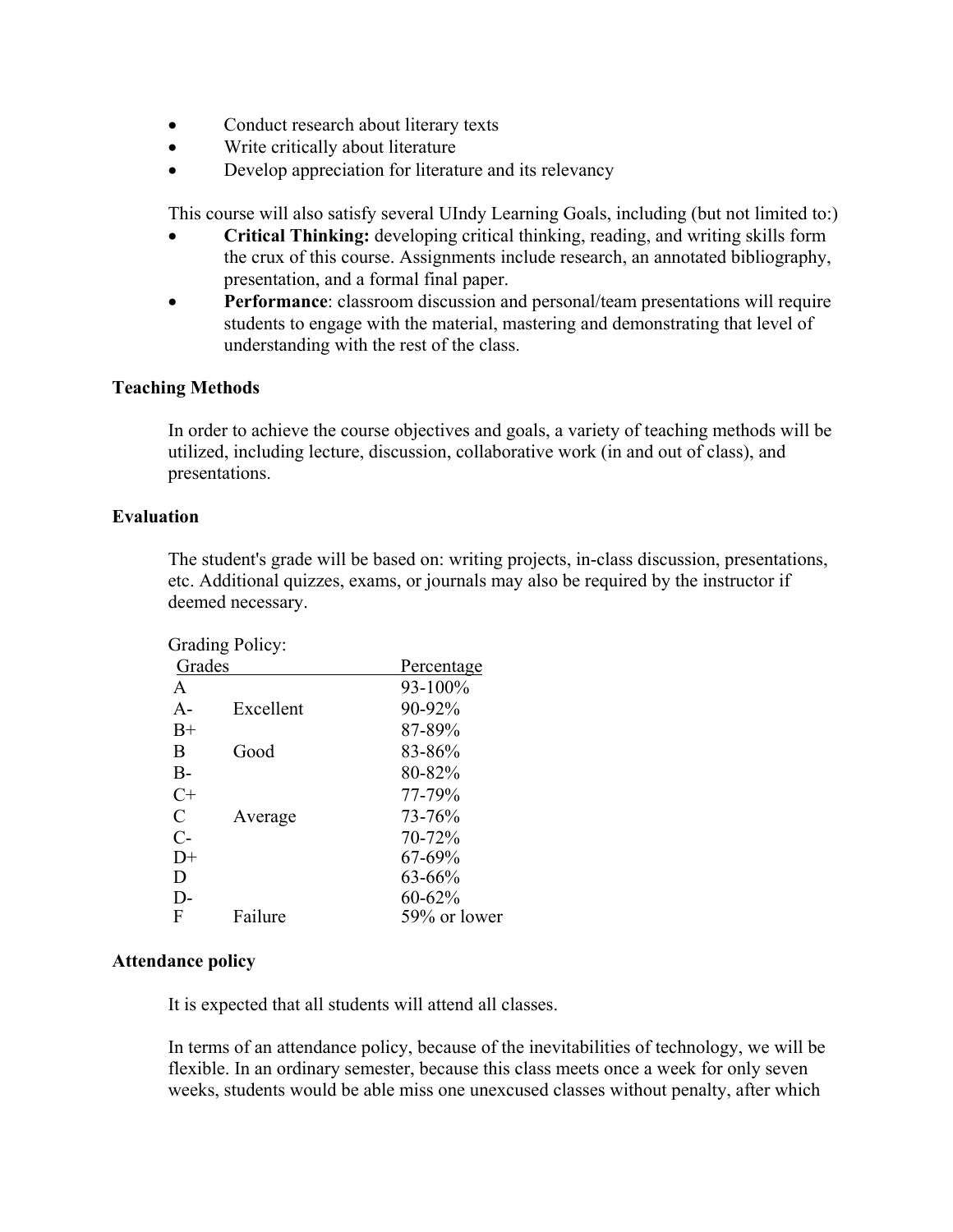- Conduct research about literary texts
- Write critically about literature
- Develop appreciation for literature and its relevancy

This course will also satisfy several UIndy Learning Goals, including (but not limited to:)

- **Critical Thinking:** developing critical thinking, reading, and writing skills form the crux of this course. Assignments include research, an annotated bibliography, presentation, and a formal final paper.
- **Performance**: classroom discussion and personal/team presentations will require students to engage with the material, mastering and demonstrating that level of understanding with the rest of the class.

### Teaching Methods

In order to achieve the course objectives and goals, a variety of teaching methods will be utilized, including lecture, discussion, collaborative work (in and out of class), and presentations.

### Evaluation

The student's grade will be based on: writing projects, in-class discussion, presentations, etc. Additional quizzes, exams, or journals may also be required by the instructor if deemed necessary.

Grading Policy:

| Grades | | Percentage |
|---|---|---|
| A | | 93-100% |
| A- | Excellent | 90-92% |
| B+ | | 87-89% |
| B | Good | 83-86% |
| B- | | 80-82% |
| C+ | | 77-79% |
| C | Average | 73-76% |
| C- | | 70-72% |
| D+ | | 67-69% |
| D | | 63-66% |
| D- | | 60-62% |
| F | Failure | 59% or lower |

### Attendance policy

It is expected that all students will attend all classes.

In terms of an attendance policy, because of the inevitabilities of technology, we will be flexible. In an ordinary semester, because this class meets once a week for only seven weeks, students would be able miss one unexcused classes without penalty, after which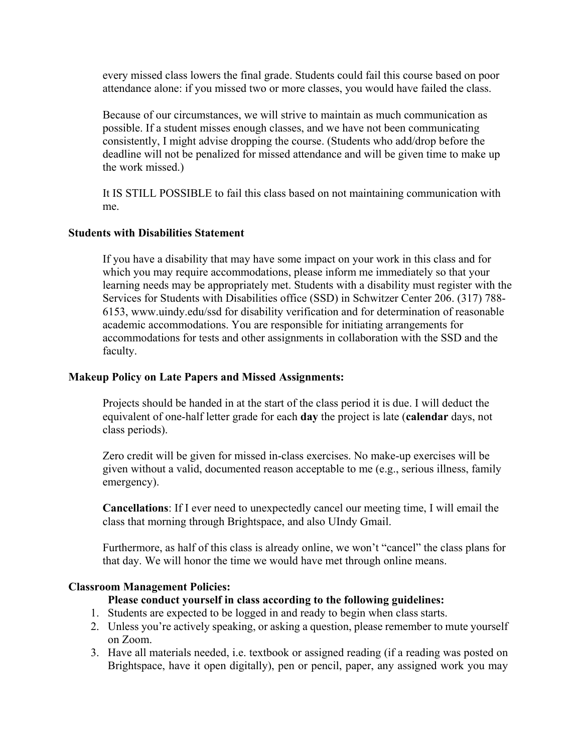every missed class lowers the final grade. Students could fail this course based on poor attendance alone: if you missed two or more classes, you would have failed the class.

Because of our circumstances, we will strive to maintain as much communication as possible. If a student misses enough classes, and we have not been communicating consistently, I might advise dropping the course. (Students who add/drop before the deadline will not be penalized for missed attendance and will be given time to make up the work missed.)

It IS STILL POSSIBLE to fail this class based on not maintaining communication with me.

**Students with Disabilities Statement**

If you have a disability that may have some impact on your work in this class and for which you may require accommodations, please inform me immediately so that your learning needs may be appropriately met. Students with a disability must register with the Services for Students with Disabilities office (SSD) in Schwitzer Center 206. (317) 788-6153, www.uindy.edu/ssd for disability verification and for determination of reasonable academic accommodations. You are responsible for initiating arrangements for accommodations for tests and other assignments in collaboration with the SSD and the faculty.

**Makeup Policy on Late Papers and Missed Assignments:**

Projects should be handed in at the start of the class period it is due. I will deduct the equivalent of one-half letter grade for each **day** the project is late (**calendar** days, not class periods).

Zero credit will be given for missed in-class exercises. No make-up exercises will be given without a valid, documented reason acceptable to me (e.g., serious illness, family emergency).

**Cancellations**: If I ever need to unexpectedly cancel our meeting time, I will email the class that morning through Brightspace, and also UIndy Gmail.

Furthermore, as half of this class is already online, we won't "cancel" the class plans for that day. We will honor the time we would have met through online means.

**Classroom Management Policies:**

**Please conduct yourself in class according to the following guidelines:**

1. Students are expected to be logged in and ready to begin when class starts.
2. Unless you're actively speaking, or asking a question, please remember to mute yourself on Zoom.
3. Have all materials needed, i.e. textbook or assigned reading (if a reading was posted on Brightspace, have it open digitally), pen or pencil, paper, any assigned work you may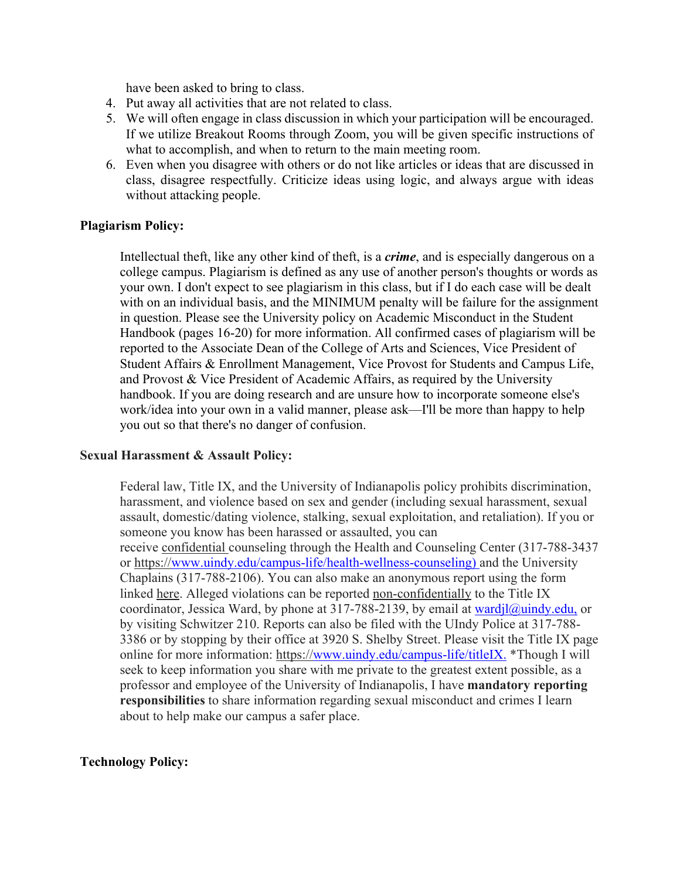have been asked to bring to class.

4. Put away all activities that are not related to class.
5. We will often engage in class discussion in which your participation will be encouraged. If we utilize Breakout Rooms through Zoom, you will be given specific instructions of what to accomplish, and when to return to the main meeting room.
6. Even when you disagree with others or do not like articles or ideas that are discussed in class, disagree respectfully. Criticize ideas using logic, and always argue with ideas without attacking people.

**Plagiarism Policy:**

Intellectual theft, like any other kind of theft, is a ***crime***, and is especially dangerous on a college campus. Plagiarism is defined as any use of another person's thoughts or words as your own. I don't expect to see plagiarism in this class, but if I do each case will be dealt with on an individual basis, and the MINIMUM penalty will be failure for the assignment in question. Please see the University policy on Academic Misconduct in the Student Handbook (pages 16-20) for more information. All confirmed cases of plagiarism will be reported to the Associate Dean of the College of Arts and Sciences, Vice President of Student Affairs & Enrollment Management, Vice Provost for Students and Campus Life, and Provost & Vice President of Academic Affairs, as required by the University handbook. If you are doing research and are unsure how to incorporate someone else's work/idea into your own in a valid manner, please ask—I'll be more than happy to help you out so that there's no danger of confusion.

**Sexual Harassment & Assault Policy:**

Federal law, Title IX, and the University of Indianapolis policy prohibits discrimination, harassment, and violence based on sex and gender (including sexual harassment, sexual assault, domestic/dating violence, stalking, sexual exploitation, and retaliation). If you or someone you know has been harassed or assaulted, you can receive confidential counseling through the Health and Counseling Center (317-788-3437 or https://www.uindy.edu/campus-life/health-wellness-counseling) and the University Chaplains (317-788-2106). You can also make an anonymous report using the form linked here. Alleged violations can be reported non-confidentially to the Title IX coordinator, Jessica Ward, by phone at 317-788-2139, by email at wardjl@uindy.edu, or by visiting Schwitzer 210. Reports can also be filed with the UIndy Police at 317-788-3386 or by stopping by their office at 3920 S. Shelby Street. Please visit the Title IX page online for more information: https://www.uindy.edu/campus-life/titleIX. *Though I will seek to keep information you share with me private to the greatest extent possible, as a professor and employee of the University of Indianapolis, I have **mandatory reporting responsibilities** to share information regarding sexual misconduct and crimes I learn about to help make our campus a safer place.

**Technology Policy:**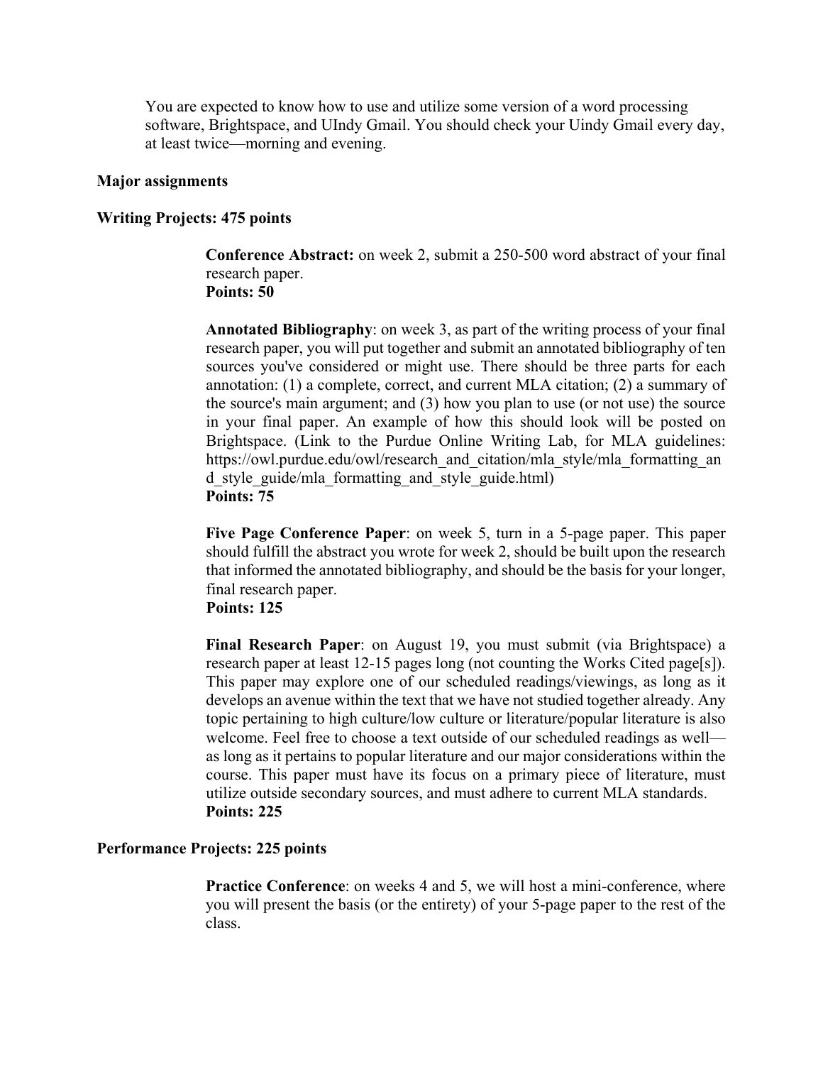You are expected to know how to use and utilize some version of a word processing software, Brightspace, and UIndy Gmail. You should check your Uindy Gmail every day, at least twice—morning and evening.

**Major assignments**

**Writing Projects: 475 points**

**Conference Abstract:** on week 2, submit a 250-500 word abstract of your final research paper.
**Points: 50**

**Annotated Bibliography**: on week 3, as part of the writing process of your final research paper, you will put together and submit an annotated bibliography of ten sources you've considered or might use. There should be three parts for each annotation: (1) a complete, correct, and current MLA citation; (2) a summary of the source's main argument; and (3) how you plan to use (or not use) the source in your final paper. An example of how this should look will be posted on Brightspace. (Link to the Purdue Online Writing Lab, for MLA guidelines: https://owl.purdue.edu/owl/research_and_citation/mla_style/mla_formatting_and_style_guide/mla_formatting_and_style_guide.html)
**Points: 75**

**Five Page Conference Paper**: on week 5, turn in a 5-page paper. This paper should fulfill the abstract you wrote for week 2, should be built upon the research that informed the annotated bibliography, and should be the basis for your longer, final research paper.
**Points: 125**

**Final Research Paper**: on August 19, you must submit (via Brightspace) a research paper at least 12-15 pages long (not counting the Works Cited page[s]). This paper may explore one of our scheduled readings/viewings, as long as it develops an avenue within the text that we have not studied together already. Any topic pertaining to high culture/low culture or literature/popular literature is also welcome. Feel free to choose a text outside of our scheduled readings as well—as long as it pertains to popular literature and our major considerations within the course. This paper must have its focus on a primary piece of literature, must utilize outside secondary sources, and must adhere to current MLA standards.
**Points: 225**

**Performance Projects: 225 points**

**Practice Conference**: on weeks 4 and 5, we will host a mini-conference, where you will present the basis (or the entirety) of your 5-page paper to the rest of the class.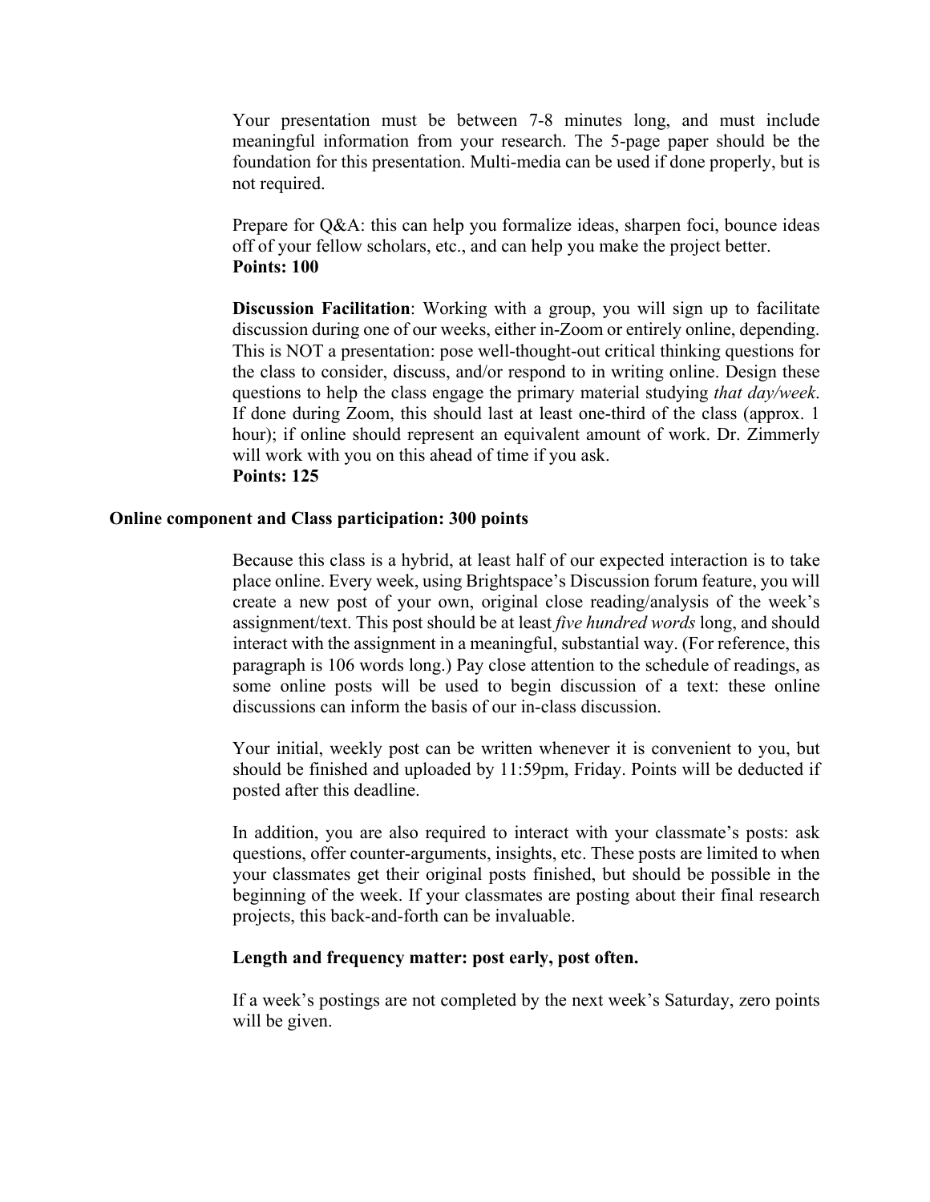Your presentation must be between 7-8 minutes long, and must include meaningful information from your research. The 5-page paper should be the foundation for this presentation. Multi-media can be used if done properly, but is not required.

Prepare for Q&A: this can help you formalize ideas, sharpen foci, bounce ideas off of your fellow scholars, etc., and can help you make the project better.
**Points: 100**

**Discussion Facilitation**: Working with a group, you will sign up to facilitate discussion during one of our weeks, either in-Zoom or entirely online, depending. This is NOT a presentation: pose well-thought-out critical thinking questions for the class to consider, discuss, and/or respond to in writing online. Design these questions to help the class engage the primary material studying *that day/week*. If done during Zoom, this should last at least one-third of the class (approx. 1 hour); if online should represent an equivalent amount of work. Dr. Zimmerly will work with you on this ahead of time if you ask.
**Points: 125**

**Online component and Class participation: 300 points**

Because this class is a hybrid, at least half of our expected interaction is to take place online. Every week, using Brightspace's Discussion forum feature, you will create a new post of your own, original close reading/analysis of the week's assignment/text. This post should be at least *five hundred words* long, and should interact with the assignment in a meaningful, substantial way. (For reference, this paragraph is 106 words long.) Pay close attention to the schedule of readings, as some online posts will be used to begin discussion of a text: these online discussions can inform the basis of our in-class discussion.

Your initial, weekly post can be written whenever it is convenient to you, but should be finished and uploaded by 11:59pm, Friday. Points will be deducted if posted after this deadline.

In addition, you are also required to interact with your classmate's posts: ask questions, offer counter-arguments, insights, etc. These posts are limited to when your classmates get their original posts finished, but should be possible in the beginning of the week. If your classmates are posting about their final research projects, this back-and-forth can be invaluable.

**Length and frequency matter: post early, post often.**

If a week's postings are not completed by the next week's Saturday, zero points will be given.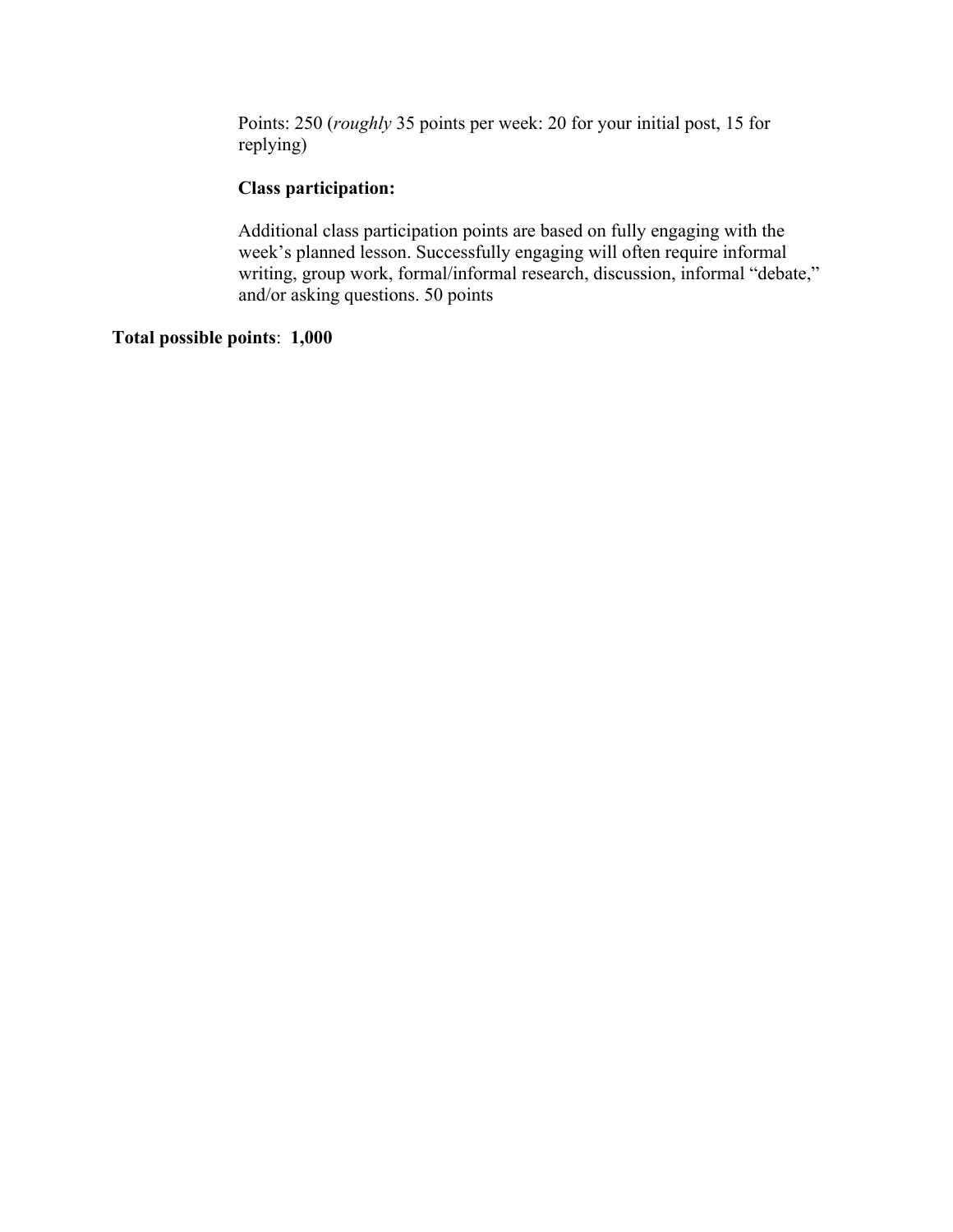Points: 250 (*roughly* 35 points per week: 20 for your initial post, 15 for replying)

**Class participation:**

Additional class participation points are based on fully engaging with the week's planned lesson. Successfully engaging will often require informal writing, group work, formal/informal research, discussion, informal "debate," and/or asking questions. 50 points

**Total possible points**: **1,000**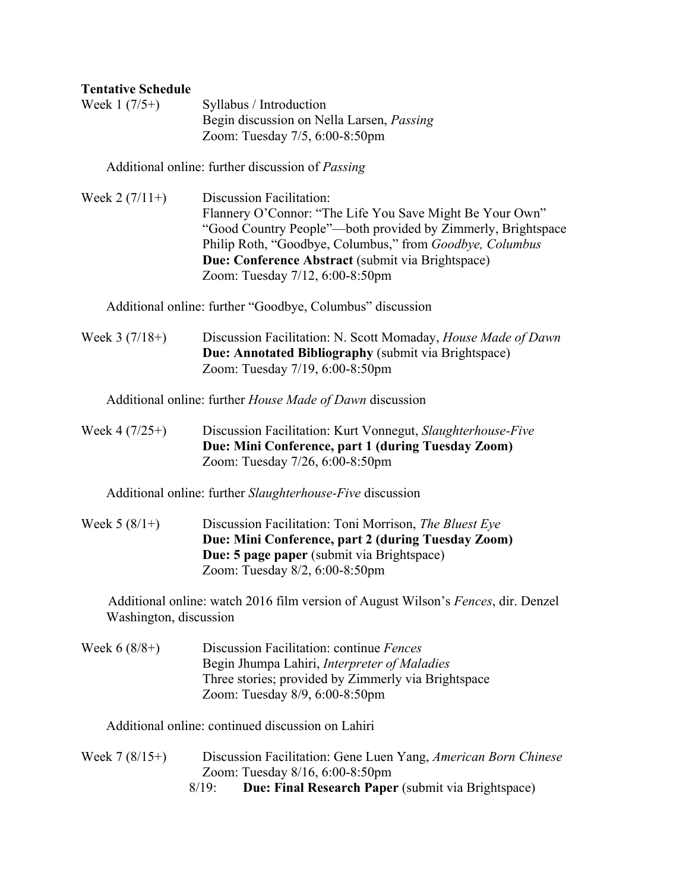**Tentative Schedule**

Week 1 (7/5+) Syllabus / Introduction
Begin discussion on Nella Larsen, *Passing*
Zoom: Tuesday 7/5, 6:00-8:50pm

Additional online: further discussion of *Passing*

Week 2 (7/11+) Discussion Facilitation:
Flannery O'Connor: "The Life You Save Might Be Your Own"
"Good Country People"—both provided by Zimmerly, Brightspace
Philip Roth, "Goodbye, Columbus," from *Goodbye, Columbus*
**Due: Conference Abstract** (submit via Brightspace)
Zoom: Tuesday 7/12, 6:00-8:50pm

Additional online: further "Goodbye, Columbus" discussion

Week 3 (7/18+) Discussion Facilitation: N. Scott Momaday, *House Made of Dawn*
**Due: Annotated Bibliography** (submit via Brightspace)
Zoom: Tuesday 7/19, 6:00-8:50pm

Additional online: further *House Made of Dawn* discussion

Week 4 (7/25+) Discussion Facilitation: Kurt Vonnegut, *Slaughterhouse-Five*
**Due: Mini Conference, part 1 (during Tuesday Zoom)**
Zoom: Tuesday 7/26, 6:00-8:50pm

Additional online: further *Slaughterhouse-Five* discussion

Week 5 (8/1+) Discussion Facilitation: Toni Morrison, *The Bluest Eye*
**Due: Mini Conference, part 2 (during Tuesday Zoom)**
**Due: 5 page paper** (submit via Brightspace)
Zoom: Tuesday 8/2, 6:00-8:50pm

Additional online: watch 2016 film version of August Wilson's *Fences*, dir. Denzel Washington, discussion

Week 6 (8/8+) Discussion Facilitation: continue *Fences*
Begin Jhumpa Lahiri, *Interpreter of Maladies*
Three stories; provided by Zimmerly via Brightspace
Zoom: Tuesday 8/9, 6:00-8:50pm

Additional online: continued discussion on Lahiri

Week 7 (8/15+) Discussion Facilitation: Gene Luen Yang, *American Born Chinese*
Zoom: Tuesday 8/16, 6:00-8:50pm
8/19: **Due: Final Research Paper** (submit via Brightspace)